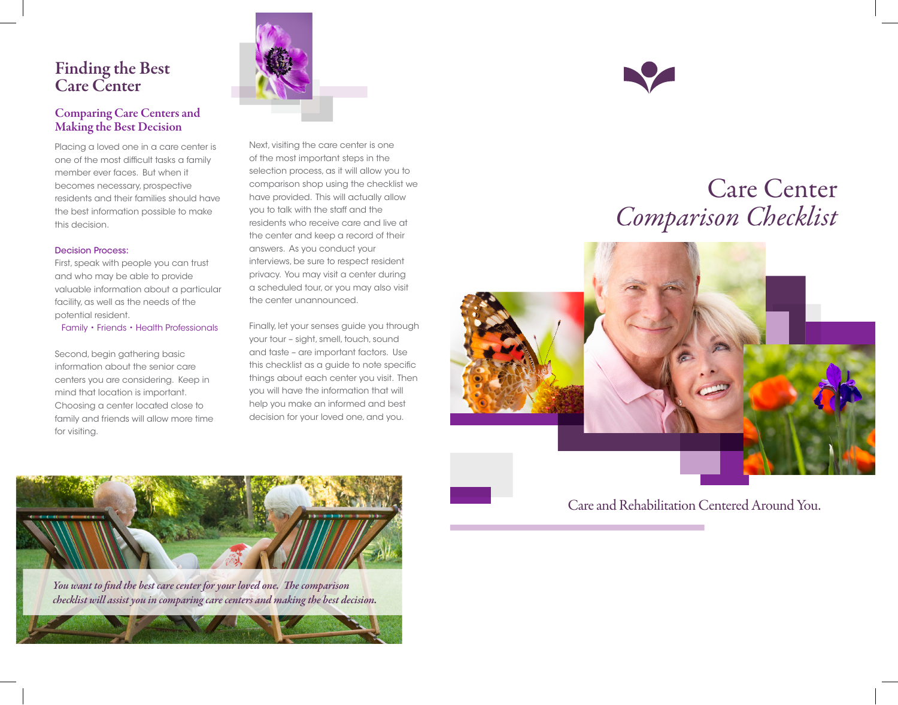# Finding the Best Care Center

## Comparing Care Centers and Making the Best Decision

Placing a loved one in a care center is one of the most difficult tasks a family member ever faces. But when it becomes necessary, prospective residents and their families should have the best information possible to make this decision.

### Decision Process:

First, speak with people you can trust and who may be able to provide valuable information about a particular facility, as well as the needs of the potential resident.

Family • Friends • Health Professionals

Second, begin gathering basic information about the senior care centers you are considering. Keep in mind that location is important. Choosing a center located close to family and friends will allow more time for visiting.

Next, visiting the care center is one of the most important steps in the selection process, as it will allow you to comparison shop using the checklist we have provided. This will actually allow you to talk with the staff and the residents who receive care and live at the center and keep a record of their answers. As you conduct your interviews, be sure to respect resident privacy. You may visit a center during a scheduled tour, or you may also visit the center unannounced.

Finally, let your senses guide you through your tour – sight, smell, touch, sound and taste – are important factors. Use this checklist as a guide to note specific things about each center you visit. Then you will have the information that will help you make an informed and best decision for your loved one, and you.

***You want to find the best care center for your loved one. The comparison checklist will assist you in comparing care centers and making the best decision.***

# Care Center *Comparison Checklist*

Care and Rehabilitation Centered Around You.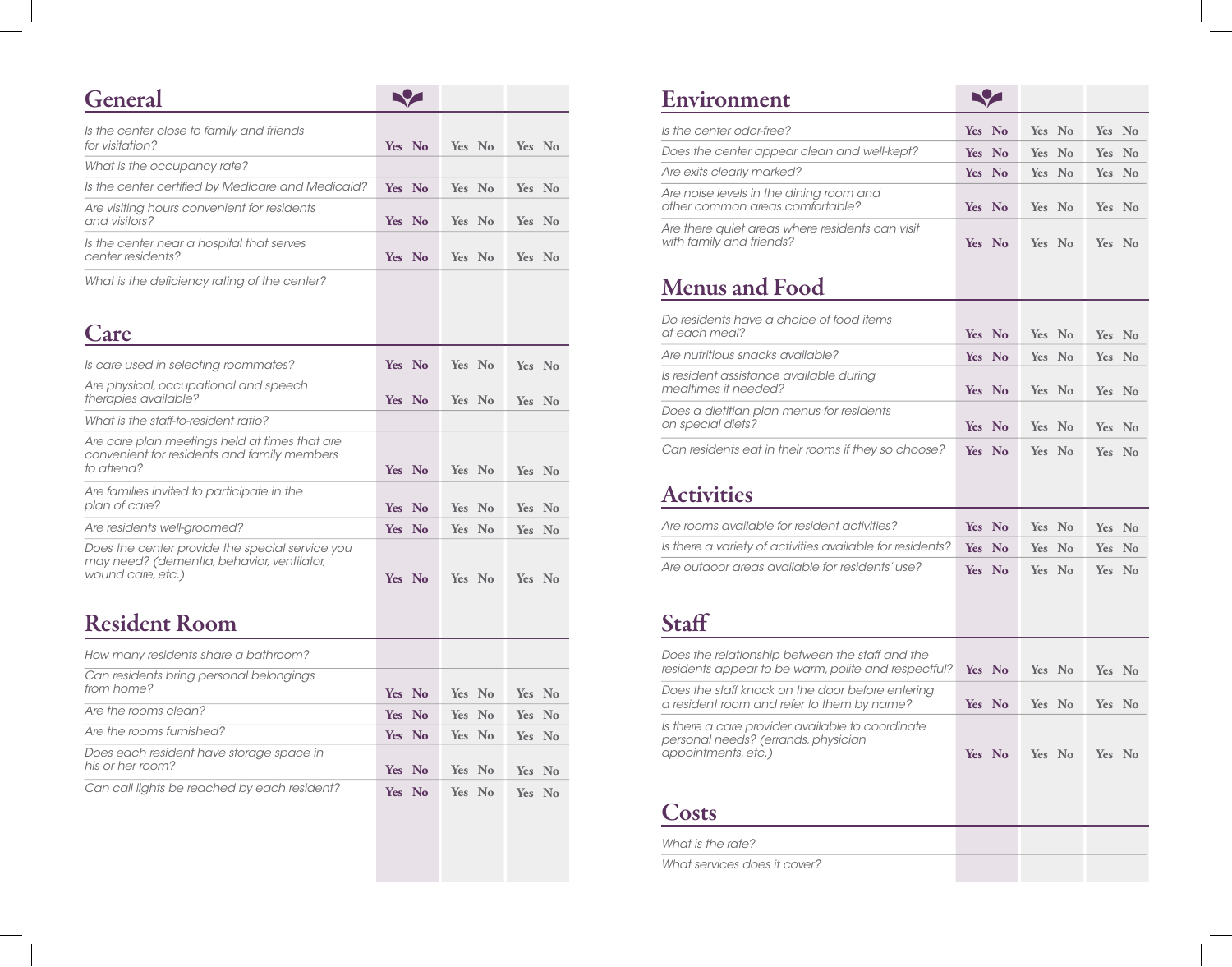## General

| | | | |
|---|---|---|---|
| *Is the center close to family and friends for visitation?* | Yes No | Yes No | Yes No |
| *What is the occupancy rate?* | | | |
| *Is the center certified by Medicare and Medicaid?* | Yes No | Yes No | Yes No |
| *Are visiting hours convenient for residents and visitors?* | Yes No | Yes No | Yes No |
| *Is the center near a hospital that serves center residents?* | Yes No | Yes No | Yes No |
| *What is the deficiency rating of the center?* | | | |

## Care

| | | | |
|---|---|---|---|
| *Is care used in selecting roommates?* | Yes No | Yes No | Yes No |
| *Are physical, occupational and speech therapies available?* | Yes No | Yes No | Yes No |
| *What is the staff-to-resident ratio?* | | | |
| *Are care plan meetings held at times that are convenient for residents and family members to attend?* | Yes No | Yes No | Yes No |
| *Are families invited to participate in the plan of care?* | Yes No | Yes No | Yes No |
| *Are residents well-groomed?* | Yes No | Yes No | Yes No |
| *Does the center provide the special service you may need? (dementia, behavior, ventilator, wound care, etc.)* | Yes No | Yes No | Yes No |

## Resident Room

| | | | |
|---|---|---|---|
| *How many residents share a bathroom?* | | | |
| *Can residents bring personal belongings from home?* | Yes No | Yes No | Yes No |
| *Are the rooms clean?* | Yes No | Yes No | Yes No |
| *Are the rooms furnished?* | Yes No | Yes No | Yes No |
| *Does each resident have storage space in his or her room?* | Yes No | Yes No | Yes No |
| *Can call lights be reached by each resident?* | Yes No | Yes No | Yes No |

## Environment

| | | | |
|---|---|---|---|
| *Is the center odor-free?* | Yes No | Yes No | Yes No |
| *Does the center appear clean and well-kept?* | Yes No | Yes No | Yes No |
| *Are exits clearly marked?* | Yes No | Yes No | Yes No |
| *Are noise levels in the dining room and other common areas comfortable?* | Yes No | Yes No | Yes No |
| *Are there quiet areas where residents can visit with family and friends?* | Yes No | Yes No | Yes No |

## Menus and Food

| | | | |
|---|---|---|---|
| *Do residents have a choice of food items at each meal?* | Yes No | Yes No | Yes No |
| *Are nutritious snacks available?* | Yes No | Yes No | Yes No |
| *Is resident assistance available during mealtimes if needed?* | Yes No | Yes No | Yes No |
| *Does a dietitian plan menus for residents on special diets?* | Yes No | Yes No | Yes No |
| *Can residents eat in their rooms if they so choose?* | Yes No | Yes No | Yes No |

## Activities

| | | | |
|---|---|---|---|
| *Are rooms available for resident activities?* | Yes No | Yes No | Yes No |
| *Is there a variety of activities available for residents?* | Yes No | Yes No | Yes No |
| *Are outdoor areas available for residents' use?* | Yes No | Yes No | Yes No |

## Staff

| | | | |
|---|---|---|---|
| *Does the relationship between the staff and the residents appear to be warm, polite and respectful?* | Yes No | Yes No | Yes No |
| *Does the staff knock on the door before entering a resident room and refer to them by name?* | Yes No | Yes No | Yes No |
| *Is there a care provider available to coordinate personal needs? (errands, physician appointments, etc.)* | Yes No | Yes No | Yes No |

## Costs

| | | | |
|---|---|---|---|
| *What is the rate?* | | | |
| *What services does it cover?* | | | |